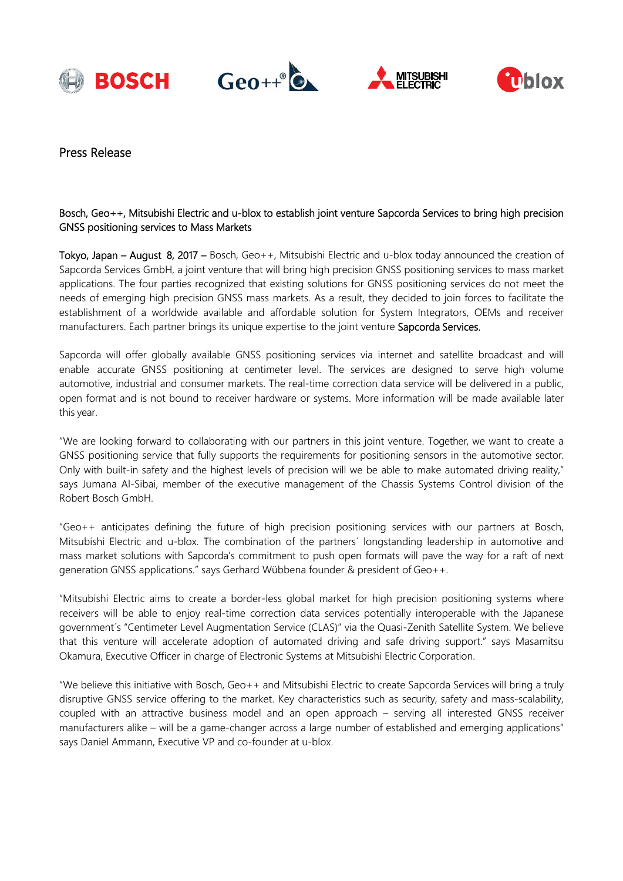Press Release

## Bosch, Geo++, Mitsubishi Electric and u-blox to establish joint venture Sapcorda Services to bring high precision GNSS positioning services to Mass Markets

**Tokyo, Japan – August 8, 2017 –** Bosch, Geo++, Mitsubishi Electric and u-blox today announced the creation of Sapcorda Services GmbH, a joint venture that will bring high precision GNSS positioning services to mass market applications. The four parties recognized that existing solutions for GNSS positioning services do not meet the needs of emerging high precision GNSS mass markets. As a result, they decided to join forces to facilitate the establishment of a worldwide available and affordable solution for System Integrators, OEMs and receiver manufacturers. Each partner brings its unique expertise to the joint venture **Sapcorda Services.**

Sapcorda will offer globally available GNSS positioning services via internet and satellite broadcast and will enable accurate GNSS positioning at centimeter level. The services are designed to serve high volume automotive, industrial and consumer markets. The real-time correction data service will be delivered in a public, open format and is not bound to receiver hardware or systems. More information will be made available later this year.

"We are looking forward to collaborating with our partners in this joint venture. Together, we want to create a GNSS positioning service that fully supports the requirements for positioning sensors in the automotive sector. Only with built-in safety and the highest levels of precision will we be able to make automated driving reality," says Jumana Al-Sibai, member of the executive management of the Chassis Systems Control division of the Robert Bosch GmbH.

"Geo++ anticipates defining the future of high precision positioning services with our partners at Bosch, Mitsubishi Electric and u-blox. The combination of the partners´ longstanding leadership in automotive and mass market solutions with Sapcorda's commitment to push open formats will pave the way for a raft of next generation GNSS applications." says Gerhard Wübbena founder & president of Geo++.

"Mitsubishi Electric aims to create a border-less global market for high precision positioning systems where receivers will be able to enjoy real-time correction data services potentially interoperable with the Japanese government´s "Centimeter Level Augmentation Service (CLAS)" via the Quasi-Zenith Satellite System. We believe that this venture will accelerate adoption of automated driving and safe driving support." says Masamitsu Okamura, Executive Officer in charge of Electronic Systems at Mitsubishi Electric Corporation.

"We believe this initiative with Bosch, Geo++ and Mitsubishi Electric to create Sapcorda Services will bring a truly disruptive GNSS service offering to the market. Key characteristics such as security, safety and mass-scalability, coupled with an attractive business model and an open approach – serving all interested GNSS receiver manufacturers alike – will be a game-changer across a large number of established and emerging applications" says Daniel Ammann, Executive VP and co-founder at u-blox.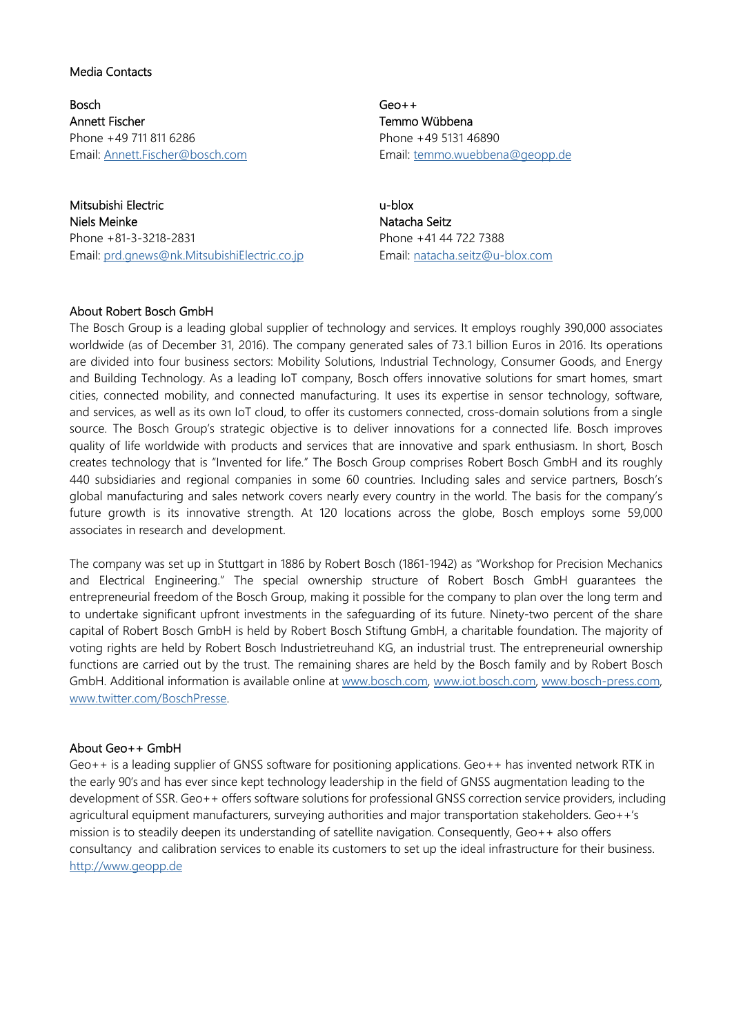Media Contacts

Bosch
Annett Fischer
Phone +49 711 811 6286
Email: Annett.Fischer@bosch.com

Geo++
Temmo Wübbena
Phone +49 5131 46890
Email: temmo.wuebbena@geopp.de

Mitsubishi Electric
Niels Meinke
Phone +81-3-3218-2831
Email: prd.gnews@nk.MitsubishiElectric.co.jp

u-blox
Natacha Seitz
Phone +41 44 722 7388
Email: natacha.seitz@u-blox.com

## About Robert Bosch GmbH

The Bosch Group is a leading global supplier of technology and services. It employs roughly 390,000 associates worldwide (as of December 31, 2016). The company generated sales of 73.1 billion Euros in 2016. Its operations are divided into four business sectors: Mobility Solutions, Industrial Technology, Consumer Goods, and Energy and Building Technology. As a leading IoT company, Bosch offers innovative solutions for smart homes, smart cities, connected mobility, and connected manufacturing. It uses its expertise in sensor technology, software, and services, as well as its own IoT cloud, to offer its customers connected, cross-domain solutions from a single source. The Bosch Group's strategic objective is to deliver innovations for a connected life. Bosch improves quality of life worldwide with products and services that are innovative and spark enthusiasm. In short, Bosch creates technology that is "Invented for life." The Bosch Group comprises Robert Bosch GmbH and its roughly 440 subsidiaries and regional companies in some 60 countries. Including sales and service partners, Bosch's global manufacturing and sales network covers nearly every country in the world. The basis for the company's future growth is its innovative strength. At 120 locations across the globe, Bosch employs some 59,000 associates in research and development.

The company was set up in Stuttgart in 1886 by Robert Bosch (1861-1942) as "Workshop for Precision Mechanics and Electrical Engineering." The special ownership structure of Robert Bosch GmbH guarantees the entrepreneurial freedom of the Bosch Group, making it possible for the company to plan over the long term and to undertake significant upfront investments in the safeguarding of its future. Ninety-two percent of the share capital of Robert Bosch GmbH is held by Robert Bosch Stiftung GmbH, a charitable foundation. The majority of voting rights are held by Robert Bosch Industrietreuhand KG, an industrial trust. The entrepreneurial ownership functions are carried out by the trust. The remaining shares are held by the Bosch family and by Robert Bosch GmbH. Additional information is available online at www.bosch.com, www.iot.bosch.com, www.bosch-press.com, www.twitter.com/BoschPresse.

## About Geo++ GmbH

Geo++ is a leading supplier of GNSS software for positioning applications. Geo++ has invented network RTK in the early 90's and has ever since kept technology leadership in the field of GNSS augmentation leading to the development of SSR. Geo++ offers software solutions for professional GNSS correction service providers, including agricultural equipment manufacturers, surveying authorities and major transportation stakeholders. Geo++'s mission is to steadily deepen its understanding of satellite navigation. Consequently, Geo++ also offers consultancy and calibration services to enable its customers to set up the ideal infrastructure for their business. http://www.geopp.de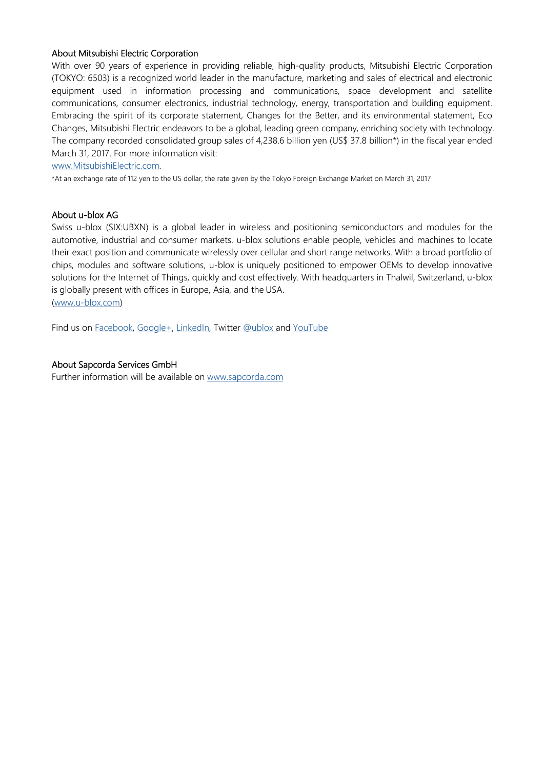## About Mitsubishi Electric Corporation

With over 90 years of experience in providing reliable, high-quality products, Mitsubishi Electric Corporation (TOKYO: 6503) is a recognized world leader in the manufacture, marketing and sales of electrical and electronic equipment used in information processing and communications, space development and satellite communications, consumer electronics, industrial technology, energy, transportation and building equipment. Embracing the spirit of its corporate statement, Changes for the Better, and its environmental statement, Eco Changes, Mitsubishi Electric endeavors to be a global, leading green company, enriching society with technology. The company recorded consolidated group sales of 4,238.6 billion yen (US$ 37.8 billion*) in the fiscal year ended March 31, 2017. For more information visit:
www.MitsubishiElectric.com.

*At an exchange rate of 112 yen to the US dollar, the rate given by the Tokyo Foreign Exchange Market on March 31, 2017

## About u-blox AG

Swiss u-blox (SIX:UBXN) is a global leader in wireless and positioning semiconductors and modules for the automotive, industrial and consumer markets. u-blox solutions enable people, vehicles and machines to locate their exact position and communicate wirelessly over cellular and short range networks. With a broad portfolio of chips, modules and software solutions, u-blox is uniquely positioned to empower OEMs to develop innovative solutions for the Internet of Things, quickly and cost effectively. With headquarters in Thalwil, Switzerland, u-blox is globally present with offices in Europe, Asia, and the USA.
(www.u-blox.com)

Find us on Facebook, Google+, LinkedIn, Twitter @ublox and YouTube

## About Sapcorda Services GmbH

Further information will be available on www.sapcorda.com